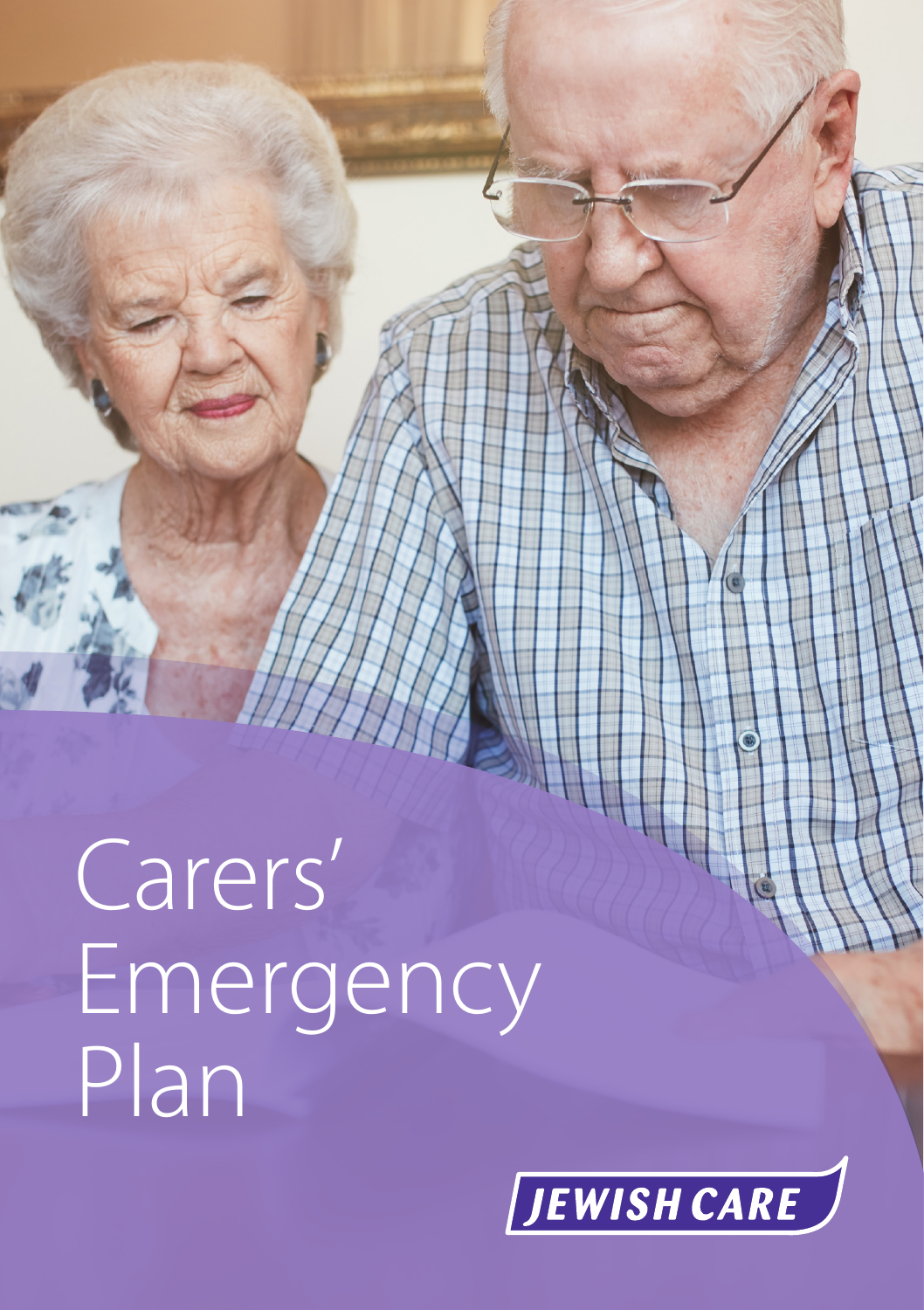# Carers' Emergency Plan

JEWISH CARE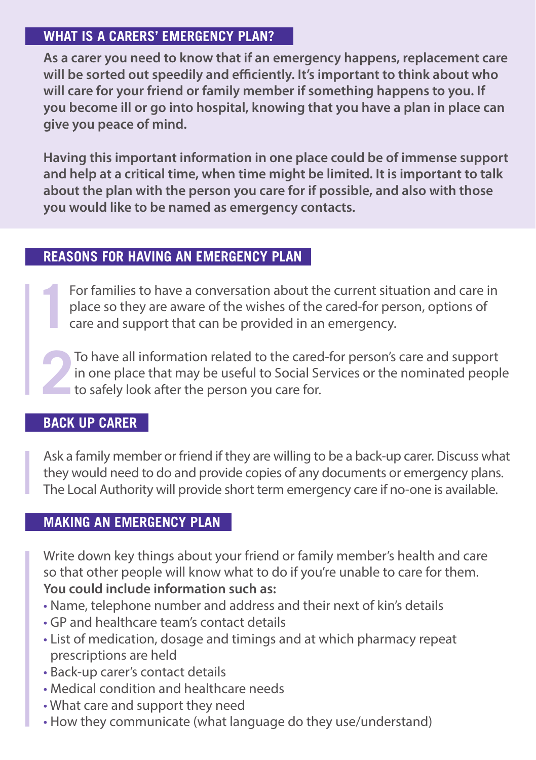## WHAT IS A CARERS' EMERGENCY PLAN?

**As a carer you need to know that if an emergency happens, replacement care will be sorted out speedily and efficiently. It's important to think about who will care for your friend or family member if something happens to you. If you become ill or go into hospital, knowing that you have a plan in place can give you peace of mind.**

**Having this important information in one place could be of immense support and help at a critical time, when time might be limited. It is important to talk about the plan with the person you care for if possible, and also with those you would like to be named as emergency contacts.**

## REASONS FOR HAVING AN EMERGENCY PLAN

1. For families to have a conversation about the current situation and care in place so they are aware of the wishes of the cared-for person, options of care and support that can be provided in an emergency.

2. To have all information related to the cared-for person's care and support in one place that may be useful to Social Services or the nominated people to safely look after the person you care for.

## BACK UP CARER

Ask a family member or friend if they are willing to be a back-up carer. Discuss what they would need to do and provide copies of any documents or emergency plans. The Local Authority will provide short term emergency care if no-one is available.

## MAKING AN EMERGENCY PLAN

Write down key things about your friend or family member's health and care so that other people will know what to do if you're unable to care for them.
**You could include information such as:**

- Name, telephone number and address and their next of kin's details
- GP and healthcare team's contact details
- List of medication, dosage and timings and at which pharmacy repeat prescriptions are held
- Back-up carer's contact details
- Medical condition and healthcare needs
- What care and support they need
- How they communicate (what language do they use/understand)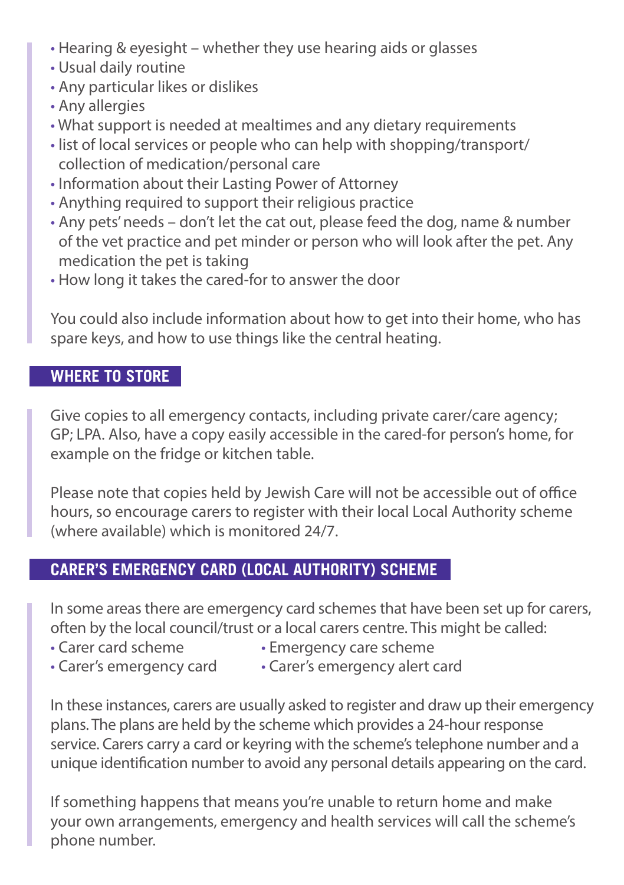- Hearing & eyesight – whether they use hearing aids or glasses
- Usual daily routine
- Any particular likes or dislikes
- Any allergies
- What support is needed at mealtimes and any dietary requirements
- list of local services or people who can help with shopping/transport/collection of medication/personal care
- Information about their Lasting Power of Attorney
- Anything required to support their religious practice
- Any pets' needs – don't let the cat out, please feed the dog, name & number of the vet practice and pet minder or person who will look after the pet. Any medication the pet is taking
- How long it takes the cared-for to answer the door

You could also include information about how to get into their home, who has spare keys, and how to use things like the central heating.

## WHERE TO STORE

Give copies to all emergency contacts, including private carer/care agency; GP; LPA. Also, have a copy easily accessible in the cared-for person's home, for example on the fridge or kitchen table.

Please note that copies held by Jewish Care will not be accessible out of office hours, so encourage carers to register with their local Local Authority scheme (where available) which is monitored 24/7.

## CARER'S EMERGENCY CARD (LOCAL AUTHORITY) SCHEME

In some areas there are emergency card schemes that have been set up for carers, often by the local council/trust or a local carers centre. This might be called:

- Carer card scheme
- Carer's emergency card
- Emergency care scheme
- Carer's emergency alert card

In these instances, carers are usually asked to register and draw up their emergency plans. The plans are held by the scheme which provides a 24-hour response service. Carers carry a card or keyring with the scheme's telephone number and a unique identification number to avoid any personal details appearing on the card.

If something happens that means you're unable to return home and make your own arrangements, emergency and health services will call the scheme's phone number.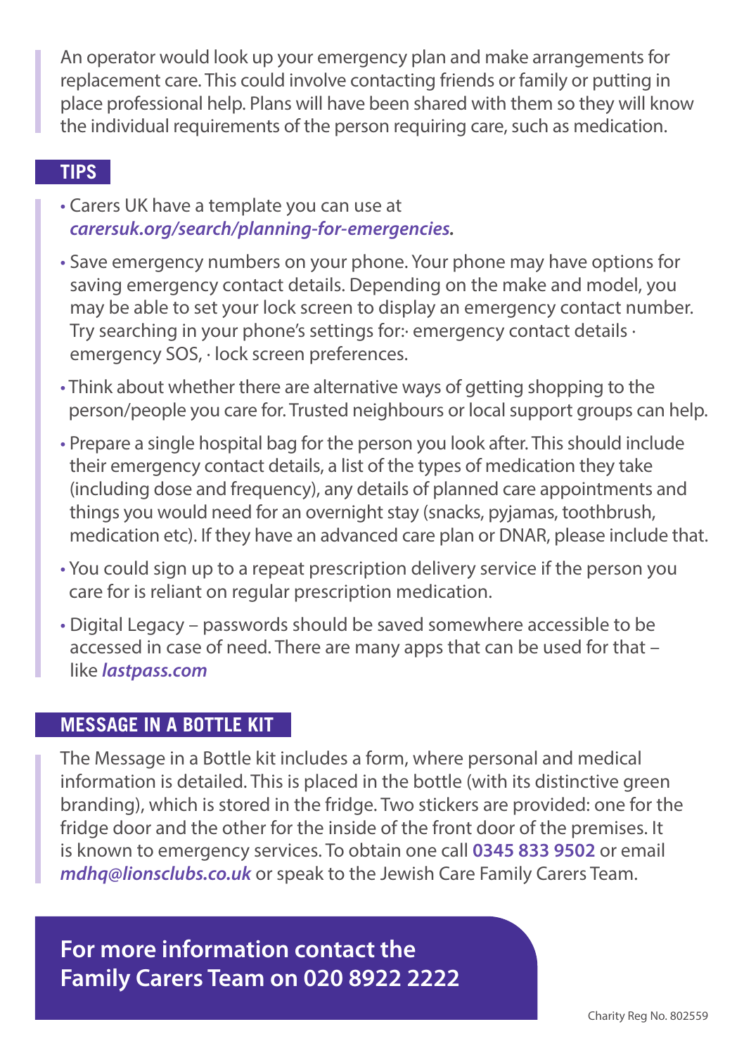An operator would look up your emergency plan and make arrangements for replacement care. This could involve contacting friends or family or putting in place professional help. Plans will have been shared with them so they will know the individual requirements of the person requiring care, such as medication.

## TIPS

- Carers UK have a template you can use at *carersuk.org/search/planning-for-emergencies.*
- Save emergency numbers on your phone. Your phone may have options for saving emergency contact details. Depending on the make and model, you may be able to set your lock screen to display an emergency contact number. Try searching in your phone's settings for:· emergency contact details · emergency SOS, · lock screen preferences.
- Think about whether there are alternative ways of getting shopping to the person/people you care for. Trusted neighbours or local support groups can help.
- Prepare a single hospital bag for the person you look after. This should include their emergency contact details, a list of the types of medication they take (including dose and frequency), any details of planned care appointments and things you would need for an overnight stay (snacks, pyjamas, toothbrush, medication etc). If they have an advanced care plan or DNAR, please include that.
- You could sign up to a repeat prescription delivery service if the person you care for is reliant on regular prescription medication.
- Digital Legacy – passwords should be saved somewhere accessible to be accessed in case of need. There are many apps that can be used for that – like *lastpass.com*

## MESSAGE IN A BOTTLE KIT

The Message in a Bottle kit includes a form, where personal and medical information is detailed. This is placed in the bottle (with its distinctive green branding), which is stored in the fridge. Two stickers are provided: one for the fridge door and the other for the inside of the front door of the premises. It is known to emergency services. To obtain one call **0345 833 9502** or email *mdhq@lionsclubs.co.uk* or speak to the Jewish Care Family Carers Team.

**For more information contact the Family Carers Team on 020 8922 2222**

Charity Reg No. 802559